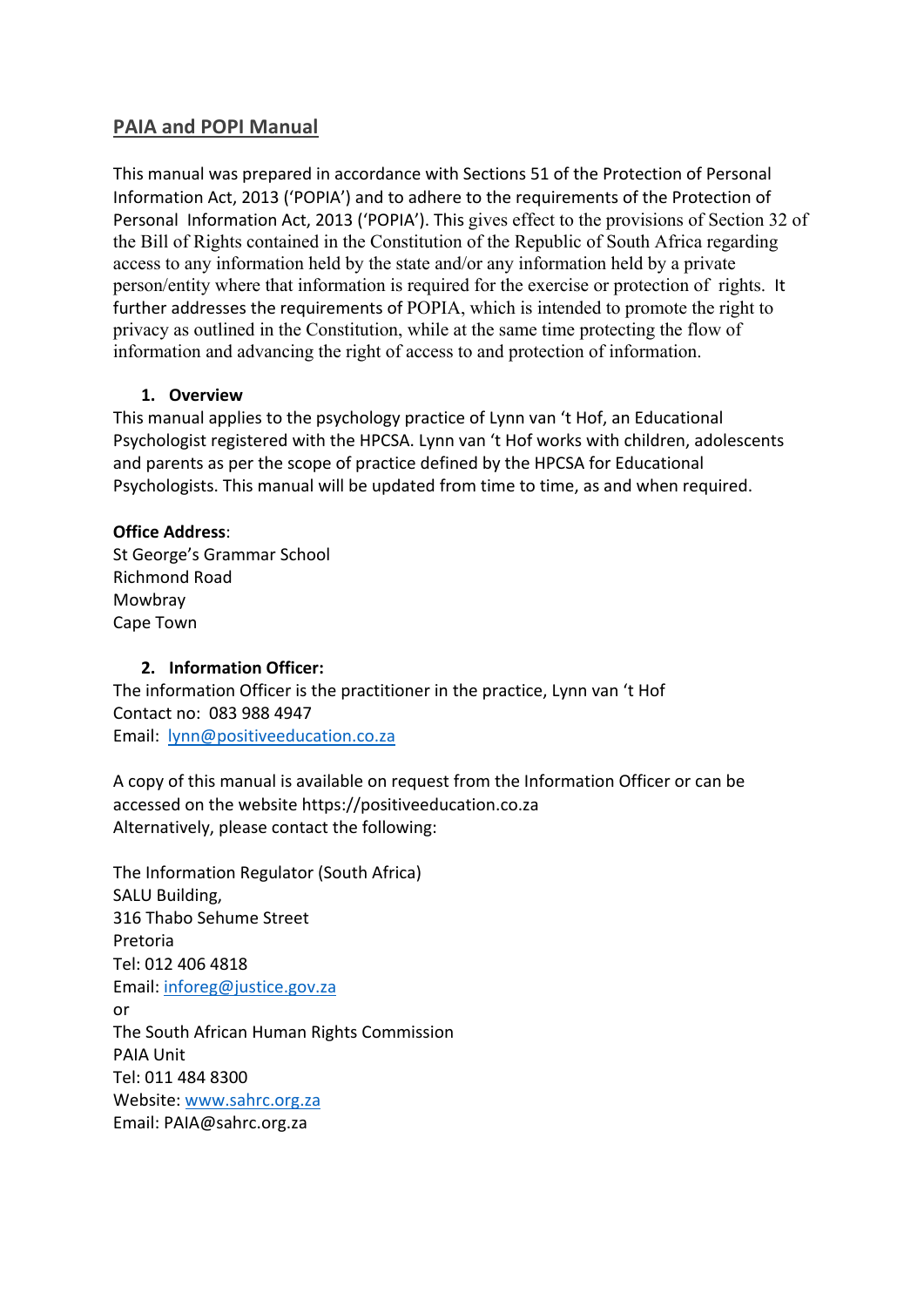## PAIA and POPI Manual

This manual was prepared in accordance with Sections 51 of the Protection of Personal Information Act, 2013 ('POPIA') and to adhere to the requirements of the Protection of Personal Information Act, 2013 ('POPIA'). This gives effect to the provisions of Section 32 of the Bill of Rights contained in the Constitution of the Republic of South Africa regarding access to any information held by the state and/or any information held by a private person/entity where that information is required for the exercise or protection of rights. It further addresses the requirements of POPIA, which is intended to promote the right to privacy as outlined in the Constitution, while at the same time protecting the flow of information and advancing the right of access to and protection of information.

### 1. Overview

This manual applies to the psychology practice of Lynn van 't Hof, an Educational Psychologist registered with the HPCSA. Lynn van 't Hof works with children, adolescents and parents as per the scope of practice defined by the HPCSA for Educational Psychologists. This manual will be updated from time to time, as and when required.

**Office Address**:
St George's Grammar School
Richmond Road
Mowbray
Cape Town

### 2. Information Officer:

The information Officer is the practitioner in the practice, Lynn van 't Hof
Contact no: 083 988 4947
Email: lynn@positiveeducation.co.za

A copy of this manual is available on request from the Information Officer or can be accessed on the website https://positiveeducation.co.za
Alternatively, please contact the following:

The Information Regulator (South Africa)
SALU Building,
316 Thabo Sehume Street
Pretoria
Tel: 012 406 4818
Email: inforeg@justice.gov.za
or
The South African Human Rights Commission
PAIA Unit
Tel: 011 484 8300
Website: www.sahrc.org.za
Email: PAIA@sahrc.org.za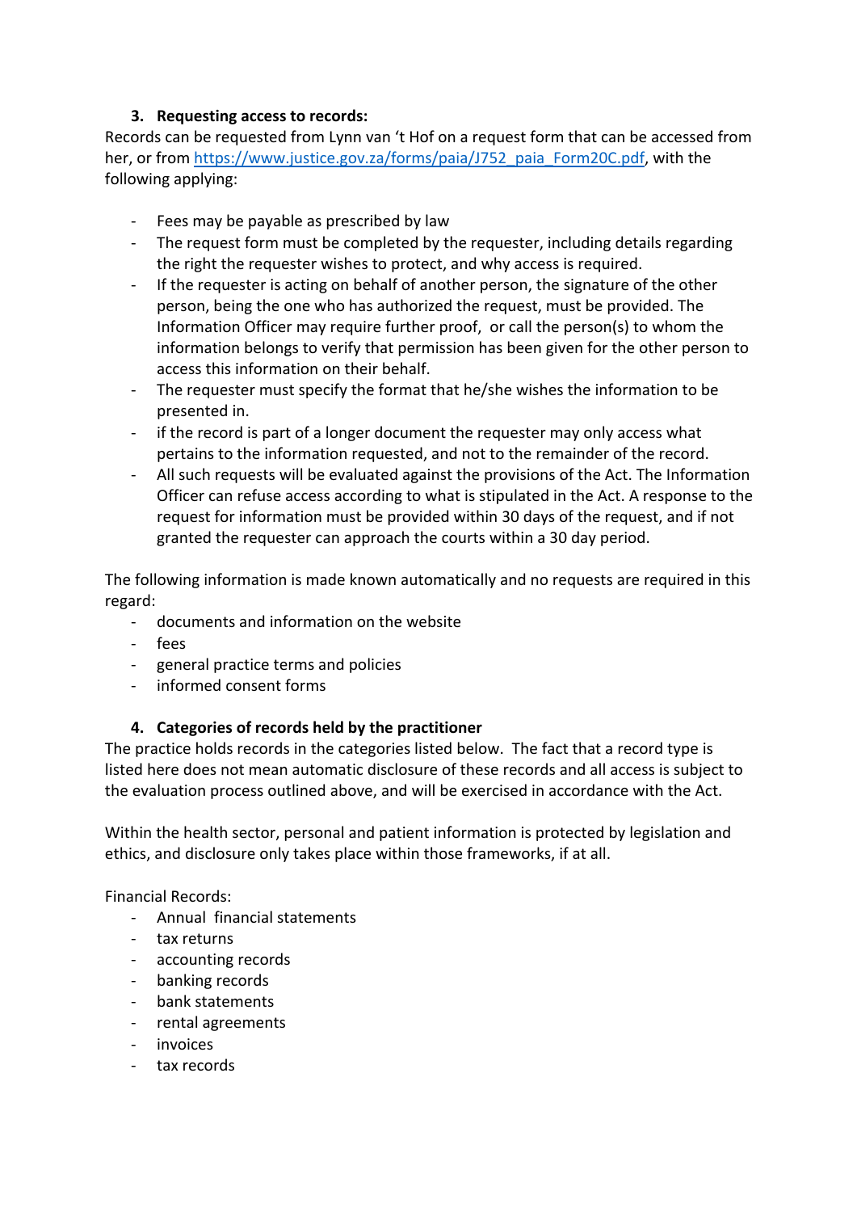### 3. Requesting access to records:

Records can be requested from Lynn van 't Hof on a request form that can be accessed from her, or from https://www.justice.gov.za/forms/paia/J752_paia_Form20C.pdf, with the following applying:

- Fees may be payable as prescribed by law
- The request form must be completed by the requester, including details regarding the right the requester wishes to protect, and why access is required.
- If the requester is acting on behalf of another person, the signature of the other person, being the one who has authorized the request, must be provided. The Information Officer may require further proof, or call the person(s) to whom the information belongs to verify that permission has been given for the other person to access this information on their behalf.
- The requester must specify the format that he/she wishes the information to be presented in.
- if the record is part of a longer document the requester may only access what pertains to the information requested, and not to the remainder of the record.
- All such requests will be evaluated against the provisions of the Act. The Information Officer can refuse access according to what is stipulated in the Act. A response to the request for information must be provided within 30 days of the request, and if not granted the requester can approach the courts within a 30 day period.

The following information is made known automatically and no requests are required in this regard:

- documents and information on the website
- fees
- general practice terms and policies
- informed consent forms

### 4. Categories of records held by the practitioner

The practice holds records in the categories listed below. The fact that a record type is listed here does not mean automatic disclosure of these records and all access is subject to the evaluation process outlined above, and will be exercised in accordance with the Act.

Within the health sector, personal and patient information is protected by legislation and ethics, and disclosure only takes place within those frameworks, if at all.

Financial Records:

- Annual financial statements
- tax returns
- accounting records
- banking records
- bank statements
- rental agreements
- invoices
- tax records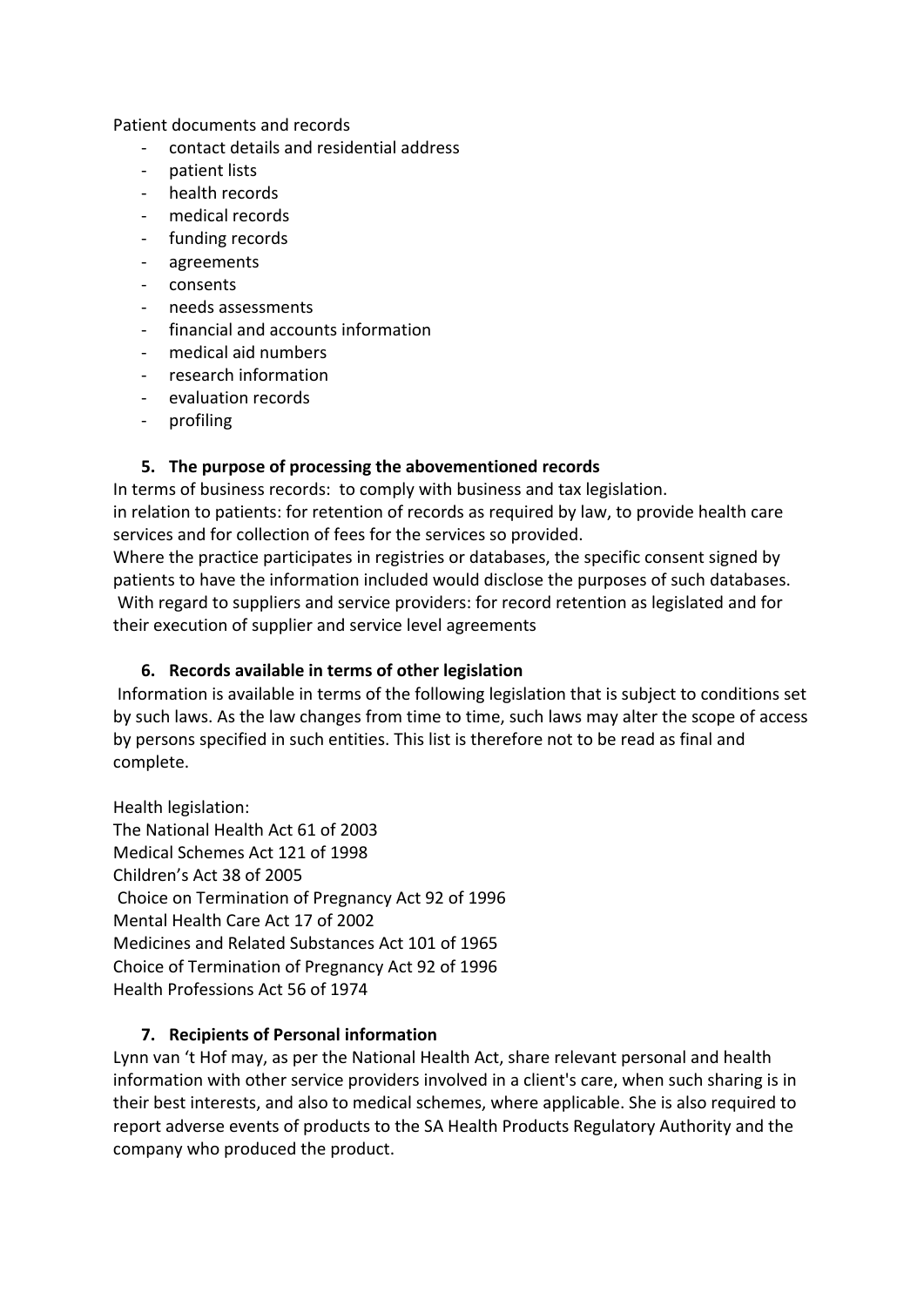Patient documents and records

- contact details and residential address
- patient lists
- health records
- medical records
- funding records
- agreements
- consents
- needs assessments
- financial and accounts information
- medical aid numbers
- research information
- evaluation records
- profiling

## 5. The purpose of processing the abovementioned records

In terms of business records: to comply with business and tax legislation.
in relation to patients: for retention of records as required by law, to provide health care services and for collection of fees for the services so provided.
Where the practice participates in registries or databases, the specific consent signed by patients to have the information included would disclose the purposes of such databases.
With regard to suppliers and service providers: for record retention as legislated and for their execution of supplier and service level agreements

## 6. Records available in terms of other legislation

Information is available in terms of the following legislation that is subject to conditions set by such laws. As the law changes from time to time, such laws may alter the scope of access by persons specified in such entities. This list is therefore not to be read as final and complete.

Health legislation:
The National Health Act 61 of 2003
Medical Schemes Act 121 of 1998
Children's Act 38 of 2005
Choice on Termination of Pregnancy Act 92 of 1996
Mental Health Care Act 17 of 2002
Medicines and Related Substances Act 101 of 1965
Choice of Termination of Pregnancy Act 92 of 1996
Health Professions Act 56 of 1974

## 7. Recipients of Personal information

Lynn van 't Hof may, as per the National Health Act, share relevant personal and health information with other service providers involved in a client's care, when such sharing is in their best interests, and also to medical schemes, where applicable. She is also required to report adverse events of products to the SA Health Products Regulatory Authority and the company who produced the product.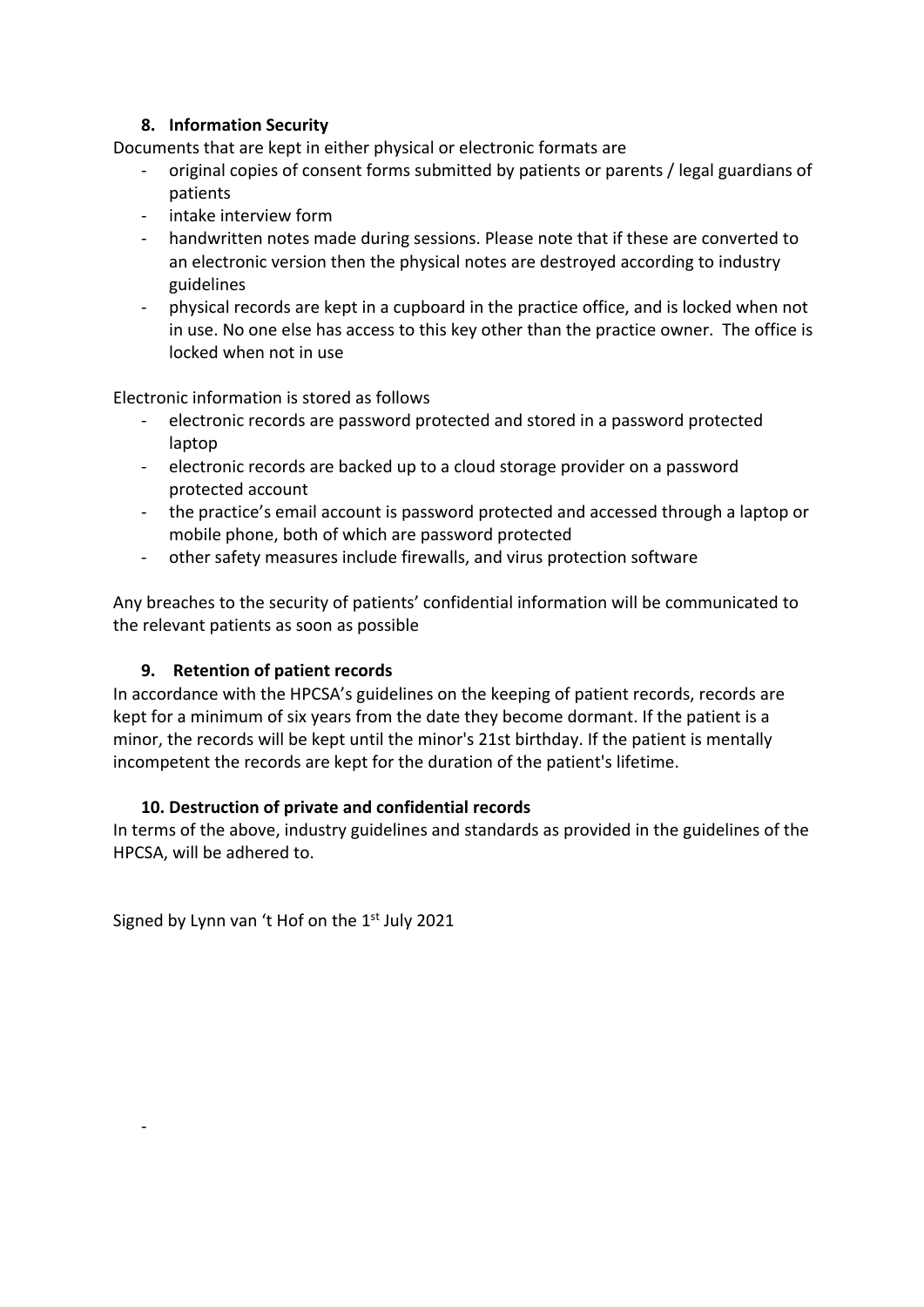## 8. Information Security

Documents that are kept in either physical or electronic formats are

- original copies of consent forms submitted by patients or parents / legal guardians of patients
- intake interview form
- handwritten notes made during sessions. Please note that if these are converted to an electronic version then the physical notes are destroyed according to industry guidelines
- physical records are kept in a cupboard in the practice office, and is locked when not in use. No one else has access to this key other than the practice owner. The office is locked when not in use

Electronic information is stored as follows

- electronic records are password protected and stored in a password protected laptop
- electronic records are backed up to a cloud storage provider on a password protected account
- the practice's email account is password protected and accessed through a laptop or mobile phone, both of which are password protected
- other safety measures include firewalls, and virus protection software

Any breaches to the security of patients' confidential information will be communicated to the relevant patients as soon as possible

## 9. Retention of patient records

In accordance with the HPCSA's guidelines on the keeping of patient records, records are kept for a minimum of six years from the date they become dormant. If the patient is a minor, the records will be kept until the minor's 21st birthday. If the patient is mentally incompetent the records are kept for the duration of the patient's lifetime.

## 10. Destruction of private and confidential records

In terms of the above, industry guidelines and standards as provided in the guidelines of the HPCSA, will be adhered to.

Signed by Lynn van 't Hof on the 1st July 2021

-